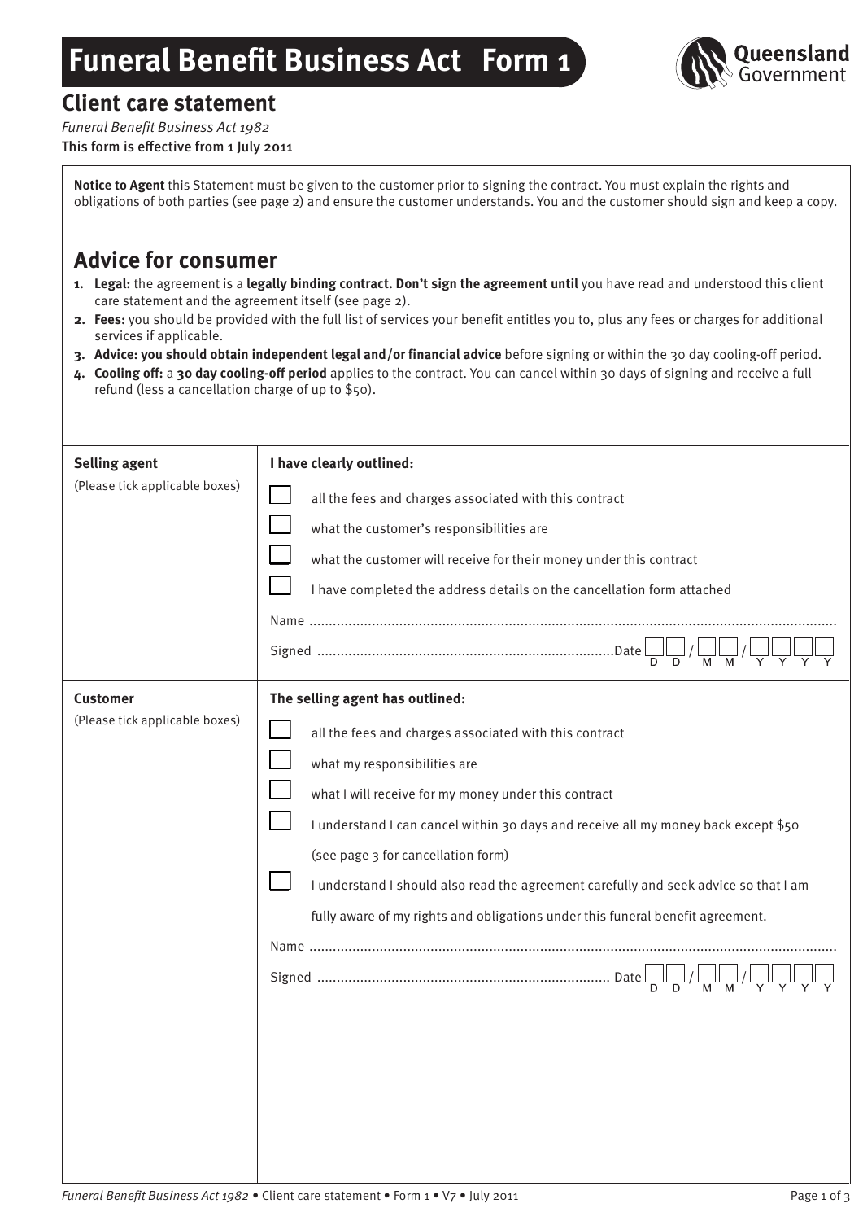# Funeral Benefit Business Act Form 1

## Client care statement

*Funeral Benefit Business Act 1982*

This form is effective from 1 July 2011

**Notice to Agent** this Statement must be given to the customer prior to signing the contract. You must explain the rights and obligations of both parties (see page 2) and ensure the customer understands. You and the customer should sign and keep a copy.

## Advice for consumer

1. **Legal:** the agreement is a **legally binding contract. Don't sign the agreement until** you have read and understood this client care statement and the agreement itself (see page 2).
2. **Fees:** you should be provided with the full list of services your benefit entitles you to, plus any fees or charges for additional services if applicable.
3. **Advice: you should obtain independent legal and/or financial advice** before signing or within the 30 day cooling-off period.
4. **Cooling off:** a **30 day cooling-off period** applies to the contract. You can cancel within 30 days of signing and receive a full refund (less a cancellation charge of up to $50).

| | |
|---|---|
| **Selling agent** (Please tick applicable boxes) | **I have clearly outlined:**<br>☐ all the fees and charges associated with this contract<br>☐ what the customer's responsibilities are<br>☐ what the customer will receive for their money under this contract<br>☐ I have completed the address details on the cancellation form attached<br>Name ....................<br>Signed .................... Date __ __ / __ __ / __ __ __ __ (D D / M M / Y Y Y Y) |
| **Customer** (Please tick applicable boxes) | **The selling agent has outlined:**<br>☐ all the fees and charges associated with this contract<br>☐ what my responsibilities are<br>☐ what I will receive for my money under this contract<br>☐ I understand I can cancel within 30 days and receive all my money back except $50 (see page 3 for cancellation form)<br>☐ I understand I should also read the agreement carefully and seek advice so that I am fully aware of my rights and obligations under this funeral benefit agreement.<br>Name ....................<br>Signed .................... Date __ __ / __ __ / __ __ __ __ (D D / M M / Y Y Y Y) |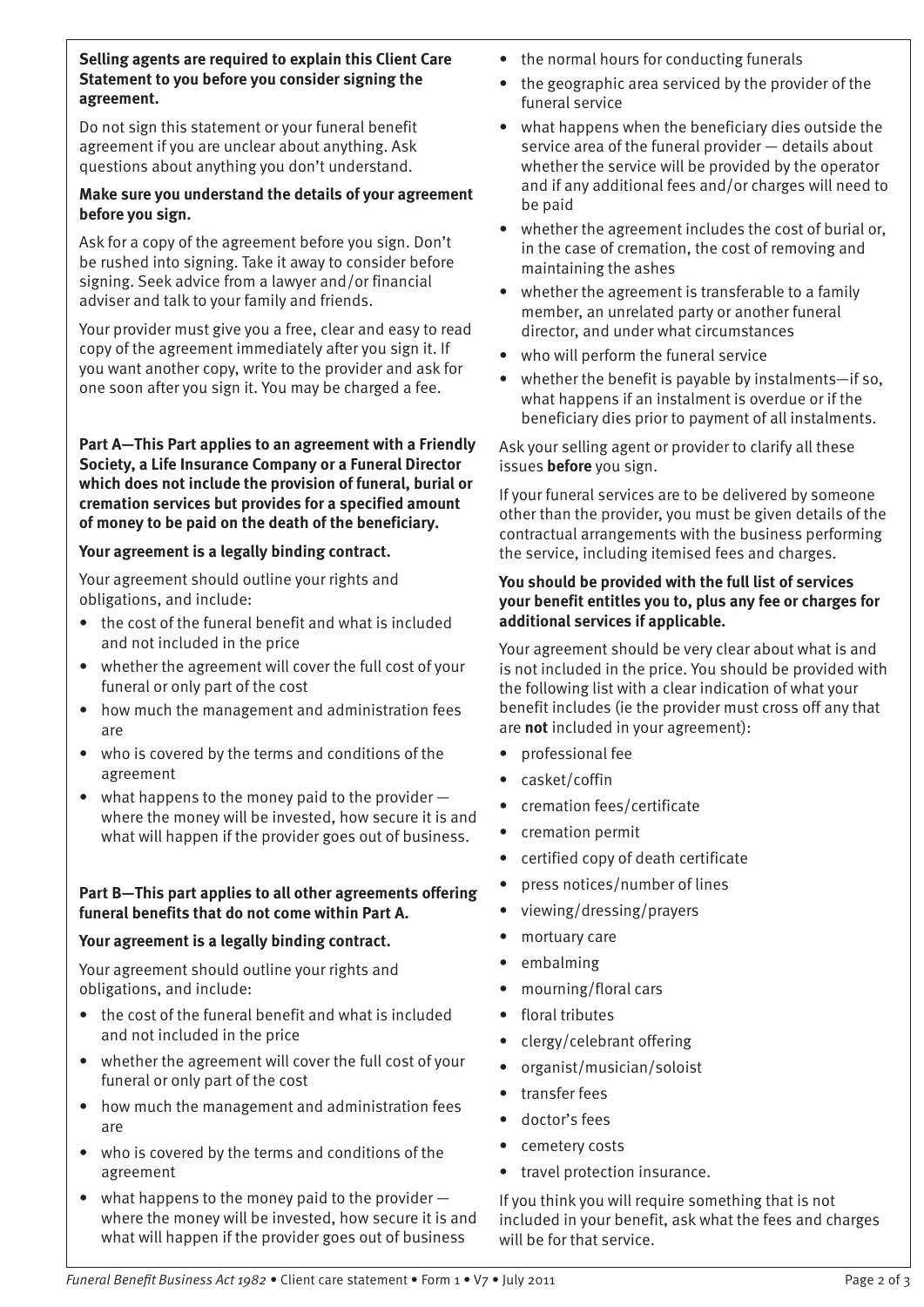**Selling agents are required to explain this Client Care Statement to you before you consider signing the agreement.**

Do not sign this statement or your funeral benefit agreement if you are unclear about anything. Ask questions about anything you don't understand.

**Make sure you understand the details of your agreement before you sign.**

Ask for a copy of the agreement before you sign. Don't be rushed into signing. Take it away to consider before signing. Seek advice from a lawyer and/or financial adviser and talk to your family and friends.

Your provider must give you a free, clear and easy to read copy of the agreement immediately after you sign it. If you want another copy, write to the provider and ask for one soon after you sign it. You may be charged a fee.

**Part A—This Part applies to an agreement with a Friendly Society, a Life Insurance Company or a Funeral Director which does not include the provision of funeral, burial or cremation services but provides for a specified amount of money to be paid on the death of the beneficiary.**

**Your agreement is a legally binding contract.**

Your agreement should outline your rights and obligations, and include:

- the cost of the funeral benefit and what is included and not included in the price
- whether the agreement will cover the full cost of your funeral or only part of the cost
- how much the management and administration fees are
- who is covered by the terms and conditions of the agreement
- what happens to the money paid to the provider — where the money will be invested, how secure it is and what will happen if the provider goes out of business.

**Part B—This part applies to all other agreements offering funeral benefits that do not come within Part A.**

**Your agreement is a legally binding contract.**

Your agreement should outline your rights and obligations, and include:

- the cost of the funeral benefit and what is included and not included in the price
- whether the agreement will cover the full cost of your funeral or only part of the cost
- how much the management and administration fees are
- who is covered by the terms and conditions of the agreement
- what happens to the money paid to the provider — where the money will be invested, how secure it is and what will happen if the provider goes out of business
- the normal hours for conducting funerals
- the geographic area serviced by the provider of the funeral service
- what happens when the beneficiary dies outside the service area of the funeral provider — details about whether the service will be provided by the operator and if any additional fees and/or charges will need to be paid
- whether the agreement includes the cost of burial or, in the case of cremation, the cost of removing and maintaining the ashes
- whether the agreement is transferable to a family member, an unrelated party or another funeral director, and under what circumstances
- who will perform the funeral service
- whether the benefit is payable by instalments—if so, what happens if an instalment is overdue or if the beneficiary dies prior to payment of all instalments.

Ask your selling agent or provider to clarify all these issues **before** you sign.

If your funeral services are to be delivered by someone other than the provider, you must be given details of the contractual arrangements with the business performing the service, including itemised fees and charges.

**You should be provided with the full list of services your benefit entitles you to, plus any fee or charges for additional services if applicable.**

Your agreement should be very clear about what is and is not included in the price. You should be provided with the following list with a clear indication of what your benefit includes (ie the provider must cross off any that are **not** included in your agreement):

- professional fee
- casket/coffin
- cremation fees/certificate
- cremation permit
- certified copy of death certificate
- press notices/number of lines
- viewing/dressing/prayers
- mortuary care
- embalming
- mourning/floral cars
- floral tributes
- clergy/celebrant offering
- organist/musician/soloist
- transfer fees
- doctor's fees
- cemetery costs
- travel protection insurance.

If you think you will require something that is not included in your benefit, ask what the fees and charges will be for that service.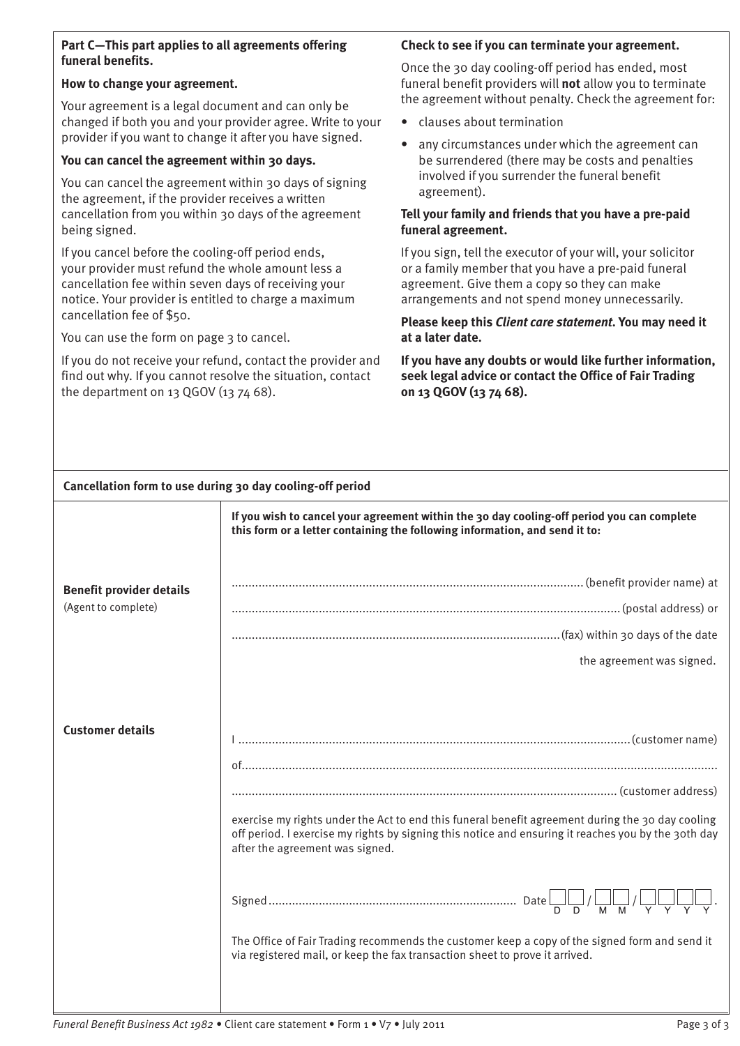**Part C—This part applies to all agreements offering funeral benefits.**

**How to change your agreement.**

Your agreement is a legal document and can only be changed if both you and your provider agree. Write to your provider if you want to change it after you have signed.

**You can cancel the agreement within 30 days.**

You can cancel the agreement within 30 days of signing the agreement, if the provider receives a written cancellation from you within 30 days of the agreement being signed.

If you cancel before the cooling-off period ends, your provider must refund the whole amount less a cancellation fee within seven days of receiving your notice. Your provider is entitled to charge a maximum cancellation fee of $50.

You can use the form on page 3 to cancel.

If you do not receive your refund, contact the provider and find out why. If you cannot resolve the situation, contact the department on 13 QGOV (13 74 68).

**Check to see if you can terminate your agreement.**

Once the 30 day cooling-off period has ended, most funeral benefit providers will **not** allow you to terminate the agreement without penalty. Check the agreement for:

- clauses about termination
- any circumstances under which the agreement can be surrendered (there may be costs and penalties involved if you surrender the funeral benefit agreement).

**Tell your family and friends that you have a pre-paid funeral agreement.**

If you sign, tell the executor of your will, your solicitor or a family member that you have a pre-paid funeral agreement. Give them a copy so they can make arrangements and not spend money unnecessarily.

**Please keep this *Client care statement*. You may need it at a later date.**

**If you have any doubts or would like further information, seek legal advice or contact the Office of Fair Trading on 13 QGOV (13 74 68).**

**Cancellation form to use during 30 day cooling-off period**

**If you wish to cancel your agreement within the 30 day cooling-off period you can complete this form or a letter containing the following information, and send it to:**

**Benefit provider details**
(Agent to complete)

........................................................................................................ (benefit provider name) at

........................................................................................................ (postal address) or

........................................................................................................ (fax) within 30 days of the date the agreement was signed.

**Customer details**

I ........................................................................................................ (customer name)

of........................................................................................................

........................................................................................................ (customer address)

exercise my rights under the Act to end this funeral benefit agreement during the 30 day cooling off period. I exercise my rights by signing this notice and ensuring it reaches you by the 30th day after the agreement was signed.

Signed........................................................................ Date __ __ / __ __ / __ __ __ __ .
(D D / M M / Y Y Y Y)

The Office of Fair Trading recommends the customer keep a copy of the signed form and send it via registered mail, or keep the fax transaction sheet to prove it arrived.

*Funeral Benefit Business Act 1982* • Client care statement • Form 1 • V7 • July 2011